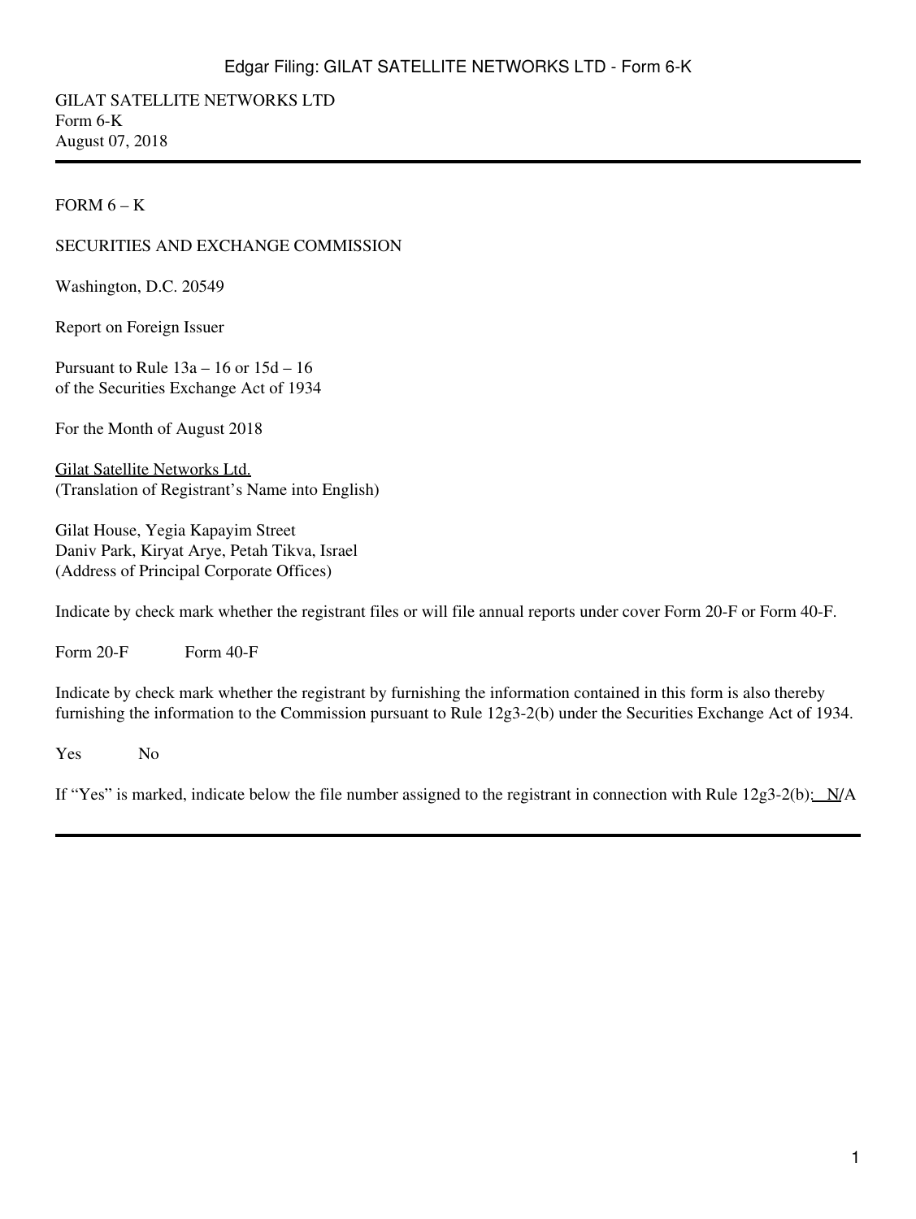GILAT SATELLITE NETWORKS LTD
Form 6-K
August 07, 2018

---

FORM 6 – K

SECURITIES AND EXCHANGE COMMISSION

Washington, D.C. 20549

Report on Foreign Issuer

Pursuant to Rule 13a – 16 or 15d – 16
of the Securities Exchange Act of 1934

For the Month of August 2018

Gilat Satellite Networks Ltd.
(Translation of Registrant's Name into English)

Gilat House, Yegia Kapayim Street
Daniv Park, Kiryat Arye, Petah Tikva, Israel
(Address of Principal Corporate Offices)

Indicate by check mark whether the registrant files or will file annual reports under cover Form 20-F or Form 40-F.

Form 20-F Form 40-F

Indicate by check mark whether the registrant by furnishing the information contained in this form is also thereby furnishing the information to the Commission pursuant to Rule 12g3-2(b) under the Securities Exchange Act of 1934.

Yes No

If "Yes" is marked, indicate below the file number assigned to the registrant in connection with Rule 12g3-2(b): N/A

---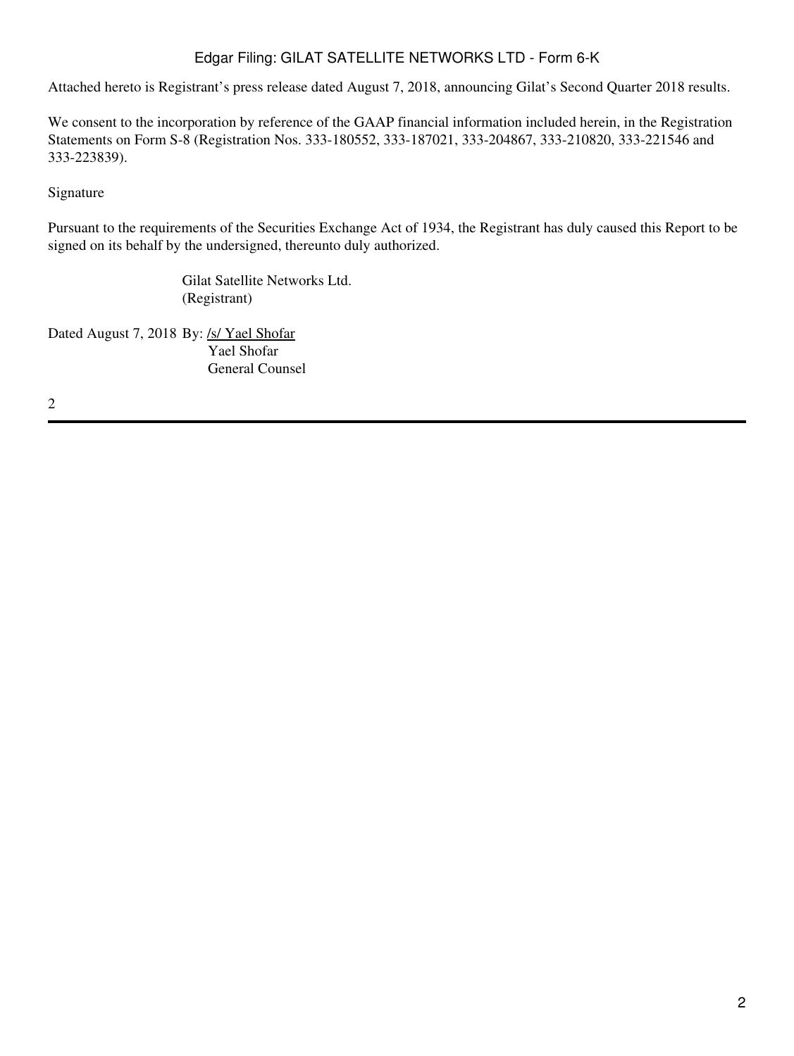Attached hereto is Registrant's press release dated August 7, 2018, announcing Gilat's Second Quarter 2018 results.

We consent to the incorporation by reference of the GAAP financial information included herein, in the Registration Statements on Form S-8 (Registration Nos. 333-180552, 333-187021, 333-204867, 333-210820, 333-221546 and 333-223839).

Signature

Pursuant to the requirements of the Securities Exchange Act of 1934, the Registrant has duly caused this Report to be signed on its behalf by the undersigned, thereunto duly authorized.

Gilat Satellite Networks Ltd.
(Registrant)

Dated August 7, 2018 By: /s/ Yael Shofar
Yael Shofar
General Counsel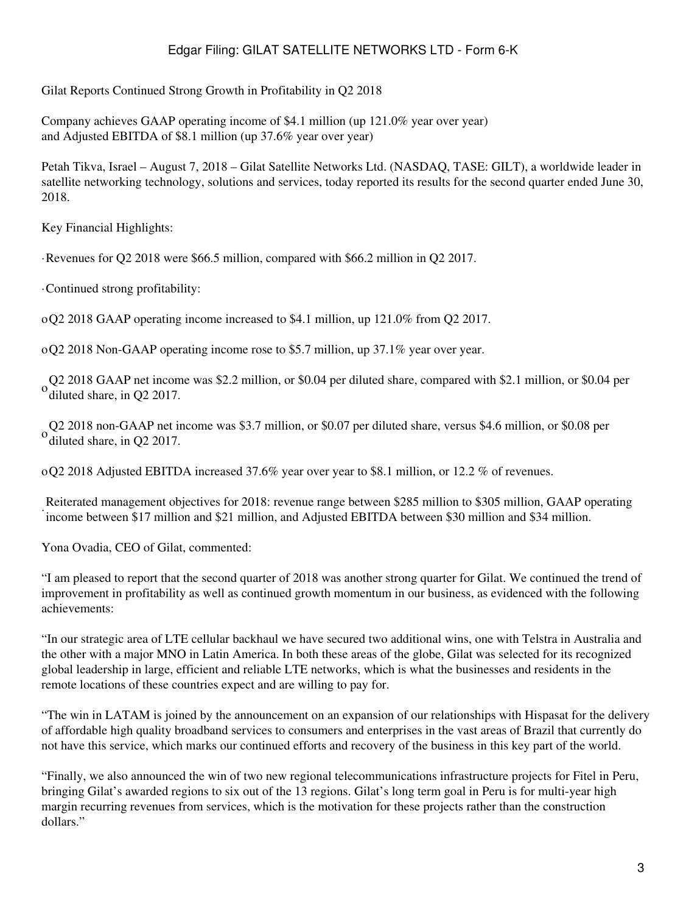Gilat Reports Continued Strong Growth in Profitability in Q2 2018

Company achieves GAAP operating income of $4.1 million (up 121.0% year over year) and Adjusted EBITDA of $8.1 million (up 37.6% year over year)

Petah Tikva, Israel – August 7, 2018 – Gilat Satellite Networks Ltd. (NASDAQ, TASE: GILT), a worldwide leader in satellite networking technology, solutions and services, today reported its results for the second quarter ended June 30, 2018.

Key Financial Highlights:

- Revenues for Q2 2018 were $66.5 million, compared with $66.2 million in Q2 2017.
- Continued strong profitability:
  - Q2 2018 GAAP operating income increased to $4.1 million, up 121.0% from Q2 2017.
  - Q2 2018 Non-GAAP operating income rose to $5.7 million, up 37.1% year over year.
  - Q2 2018 GAAP net income was $2.2 million, or $0.04 per diluted share, compared with $2.1 million, or $0.04 per diluted share, in Q2 2017.
  - Q2 2018 non-GAAP net income was $3.7 million, or $0.07 per diluted share, versus $4.6 million, or $0.08 per diluted share, in Q2 2017.
  - Q2 2018 Adjusted EBITDA increased 37.6% year over year to $8.1 million, or 12.2 % of revenues.
- Reiterated management objectives for 2018: revenue range between $285 million to $305 million, GAAP operating income between $17 million and $21 million, and Adjusted EBITDA between $30 million and $34 million.

Yona Ovadia, CEO of Gilat, commented:

"I am pleased to report that the second quarter of 2018 was another strong quarter for Gilat. We continued the trend of improvement in profitability as well as continued growth momentum in our business, as evidenced with the following achievements:

"In our strategic area of LTE cellular backhaul we have secured two additional wins, one with Telstra in Australia and the other with a major MNO in Latin America. In both these areas of the globe, Gilat was selected for its recognized global leadership in large, efficient and reliable LTE networks, which is what the businesses and residents in the remote locations of these countries expect and are willing to pay for.

"The win in LATAM is joined by the announcement on an expansion of our relationships with Hispasat for the delivery of affordable high quality broadband services to consumers and enterprises in the vast areas of Brazil that currently do not have this service, which marks our continued efforts and recovery of the business in this key part of the world.

"Finally, we also announced the win of two new regional telecommunications infrastructure projects for Fitel in Peru, bringing Gilat's awarded regions to six out of the 13 regions. Gilat's long term goal in Peru is for multi-year high margin recurring revenues from services, which is the motivation for these projects rather than the construction dollars."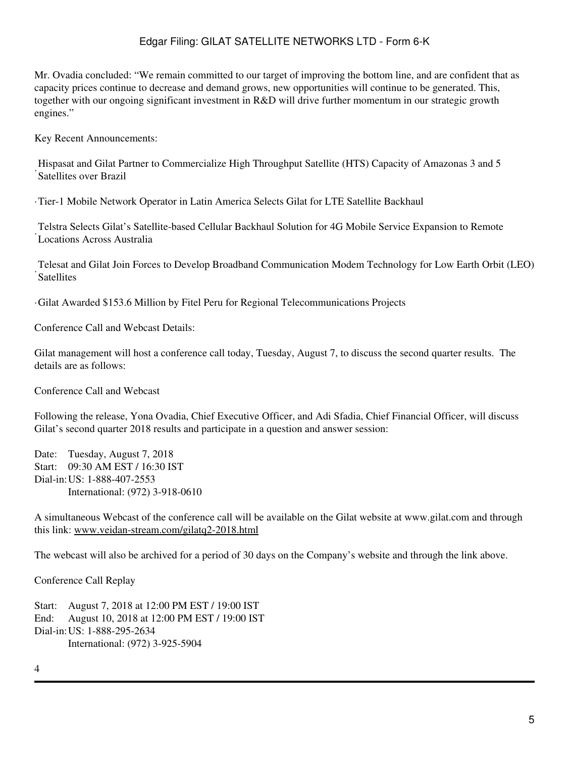Mr. Ovadia concluded: "We remain committed to our target of improving the bottom line, and are confident that as capacity prices continue to decrease and demand grows, new opportunities will continue to be generated. This, together with our ongoing significant investment in R&D will drive further momentum in our strategic growth engines."

Key Recent Announcements:

- Hispasat and Gilat Partner to Commercialize High Throughput Satellite (HTS) Capacity of Amazonas 3 and 5 Satellites over Brazil
- Tier-1 Mobile Network Operator in Latin America Selects Gilat for LTE Satellite Backhaul
- Telstra Selects Gilat's Satellite-based Cellular Backhaul Solution for 4G Mobile Service Expansion to Remote Locations Across Australia
- Telesat and Gilat Join Forces to Develop Broadband Communication Modem Technology for Low Earth Orbit (LEO) Satellites
- Gilat Awarded $153.6 Million by Fitel Peru for Regional Telecommunications Projects

Conference Call and Webcast Details:

Gilat management will host a conference call today, Tuesday, August 7, to discuss the second quarter results. The details are as follows:

Conference Call and Webcast

Following the release, Yona Ovadia, Chief Executive Officer, and Adi Sfadia, Chief Financial Officer, will discuss Gilat's second quarter 2018 results and participate in a question and answer session:

Date: Tuesday, August 7, 2018
Start: 09:30 AM EST / 16:30 IST
Dial-in: US: 1-888-407-2553
International: (972) 3-918-0610

A simultaneous Webcast of the conference call will be available on the Gilat website at www.gilat.com and through this link: www.veidan-stream.com/gilatq2-2018.html

The webcast will also be archived for a period of 30 days on the Company's website and through the link above.

Conference Call Replay

Start: August 7, 2018 at 12:00 PM EST / 19:00 IST
End: August 10, 2018 at 12:00 PM EST / 19:00 IST
Dial-in: US: 1-888-295-2634
International: (972) 3-925-5904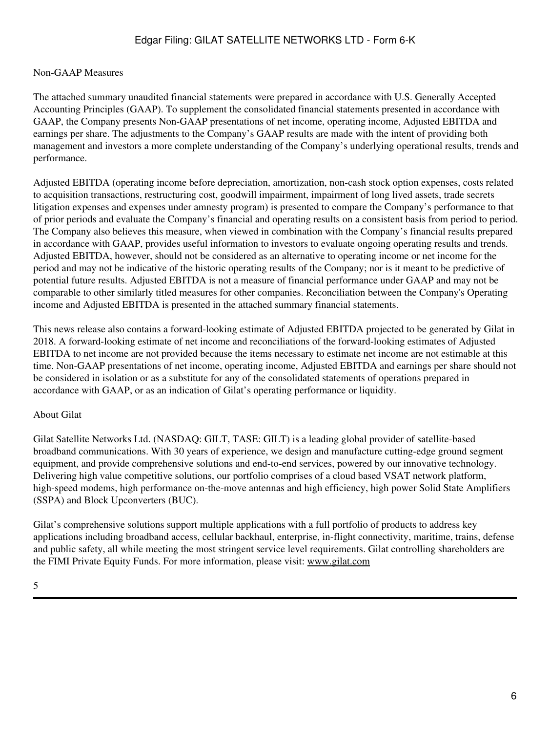## Non-GAAP Measures

The attached summary unaudited financial statements were prepared in accordance with U.S. Generally Accepted Accounting Principles (GAAP). To supplement the consolidated financial statements presented in accordance with GAAP, the Company presents Non-GAAP presentations of net income, operating income, Adjusted EBITDA and earnings per share. The adjustments to the Company's GAAP results are made with the intent of providing both management and investors a more complete understanding of the Company's underlying operational results, trends and performance.

Adjusted EBITDA (operating income before depreciation, amortization, non-cash stock option expenses, costs related to acquisition transactions, restructuring cost, goodwill impairment, impairment of long lived assets, trade secrets litigation expenses and expenses under amnesty program) is presented to compare the Company's performance to that of prior periods and evaluate the Company's financial and operating results on a consistent basis from period to period. The Company also believes this measure, when viewed in combination with the Company's financial results prepared in accordance with GAAP, provides useful information to investors to evaluate ongoing operating results and trends. Adjusted EBITDA, however, should not be considered as an alternative to operating income or net income for the period and may not be indicative of the historic operating results of the Company; nor is it meant to be predictive of potential future results. Adjusted EBITDA is not a measure of financial performance under GAAP and may not be comparable to other similarly titled measures for other companies. Reconciliation between the Company's Operating income and Adjusted EBITDA is presented in the attached summary financial statements.

This news release also contains a forward-looking estimate of Adjusted EBITDA projected to be generated by Gilat in 2018. A forward-looking estimate of net income and reconciliations of the forward-looking estimates of Adjusted EBITDA to net income are not provided because the items necessary to estimate net income are not estimable at this time. Non-GAAP presentations of net income, operating income, Adjusted EBITDA and earnings per share should not be considered in isolation or as a substitute for any of the consolidated statements of operations prepared in accordance with GAAP, or as an indication of Gilat's operating performance or liquidity.

## About Gilat

Gilat Satellite Networks Ltd. (NASDAQ: GILT, TASE: GILT) is a leading global provider of satellite-based broadband communications. With 30 years of experience, we design and manufacture cutting-edge ground segment equipment, and provide comprehensive solutions and end-to-end services, powered by our innovative technology. Delivering high value competitive solutions, our portfolio comprises of a cloud based VSAT network platform, high-speed modems, high performance on-the-move antennas and high efficiency, high power Solid State Amplifiers (SSPA) and Block Upconverters (BUC).

Gilat's comprehensive solutions support multiple applications with a full portfolio of products to address key applications including broadband access, cellular backhaul, enterprise, in-flight connectivity, maritime, trains, defense and public safety, all while meeting the most stringent service level requirements. Gilat controlling shareholders are the FIMI Private Equity Funds. For more information, please visit: www.gilat.com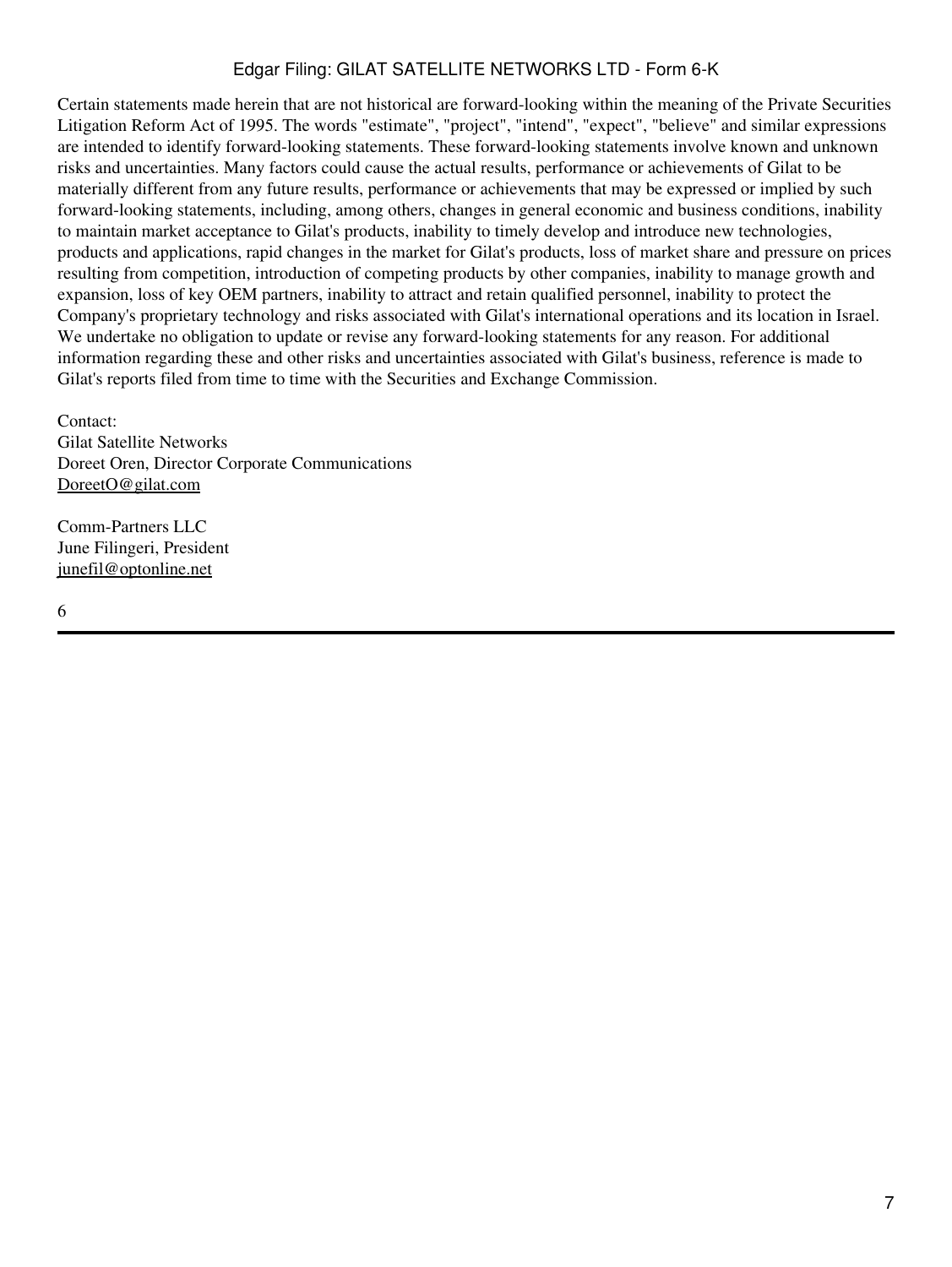Certain statements made herein that are not historical are forward-looking within the meaning of the Private Securities Litigation Reform Act of 1995. The words "estimate", "project", "intend", "expect", "believe" and similar expressions are intended to identify forward-looking statements. These forward-looking statements involve known and unknown risks and uncertainties. Many factors could cause the actual results, performance or achievements of Gilat to be materially different from any future results, performance or achievements that may be expressed or implied by such forward-looking statements, including, among others, changes in general economic and business conditions, inability to maintain market acceptance to Gilat's products, inability to timely develop and introduce new technologies, products and applications, rapid changes in the market for Gilat's products, loss of market share and pressure on prices resulting from competition, introduction of competing products by other companies, inability to manage growth and expansion, loss of key OEM partners, inability to attract and retain qualified personnel, inability to protect the Company's proprietary technology and risks associated with Gilat's international operations and its location in Israel. We undertake no obligation to update or revise any forward-looking statements for any reason. For additional information regarding these and other risks and uncertainties associated with Gilat's business, reference is made to Gilat's reports filed from time to time with the Securities and Exchange Commission.

Contact:
Gilat Satellite Networks
Doreet Oren, Director Corporate Communications
DoreetO@gilat.com

Comm-Partners LLC
June Filingeri, President
junefil@optonline.net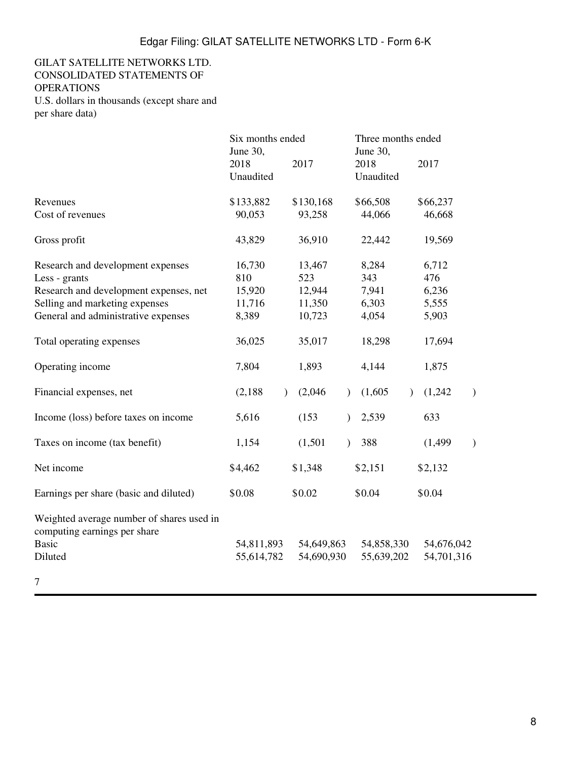GILAT SATELLITE NETWORKS LTD.
CONSOLIDATED STATEMENTS OF OPERATIONS
U.S. dollars in thousands (except share and per share data)

| | Six months ended June 30, | | Three months ended June 30, | |
|---|---|---|---|---|
| | 2018 | 2017 | 2018 | 2017 |
| | Unaudited | | Unaudited | |
| Revenues | $133,882 | $130,168 | $66,508 | $66,237 |
| Cost of revenues | 90,053 | 93,258 | 44,066 | 46,668 |
| Gross profit | 43,829 | 36,910 | 22,442 | 19,569 |
| Research and development expenses | 16,730 | 13,467 | 8,284 | 6,712 |
| Less - grants | 810 | 523 | 343 | 476 |
| Research and development expenses, net | 15,920 | 12,944 | 7,941 | 6,236 |
| Selling and marketing expenses | 11,716 | 11,350 | 6,303 | 5,555 |
| General and administrative expenses | 8,389 | 10,723 | 4,054 | 5,903 |
| Total operating expenses | 36,025 | 35,017 | 18,298 | 17,694 |
| Operating income | 7,804 | 1,893 | 4,144 | 1,875 |
| Financial expenses, net | (2,188) | (2,046) | (1,605) | (1,242) |
| Income (loss) before taxes on income | 5,616 | (153) | 2,539 | 633 |
| Taxes on income (tax benefit) | 1,154 | (1,501) | 388 | (1,499) |
| Net income | $4,462 | $1,348 | $2,151 | $2,132 |
| Earnings per share (basic and diluted) | $0.08 | $0.02 | $0.04 | $0.04 |
| Weighted average number of shares used in computing earnings per share | | | | |
| Basic | 54,811,893 | 54,649,863 | 54,858,330 | 54,676,042 |
| Diluted | 55,614,782 | 54,690,930 | 55,639,202 | 54,701,316 |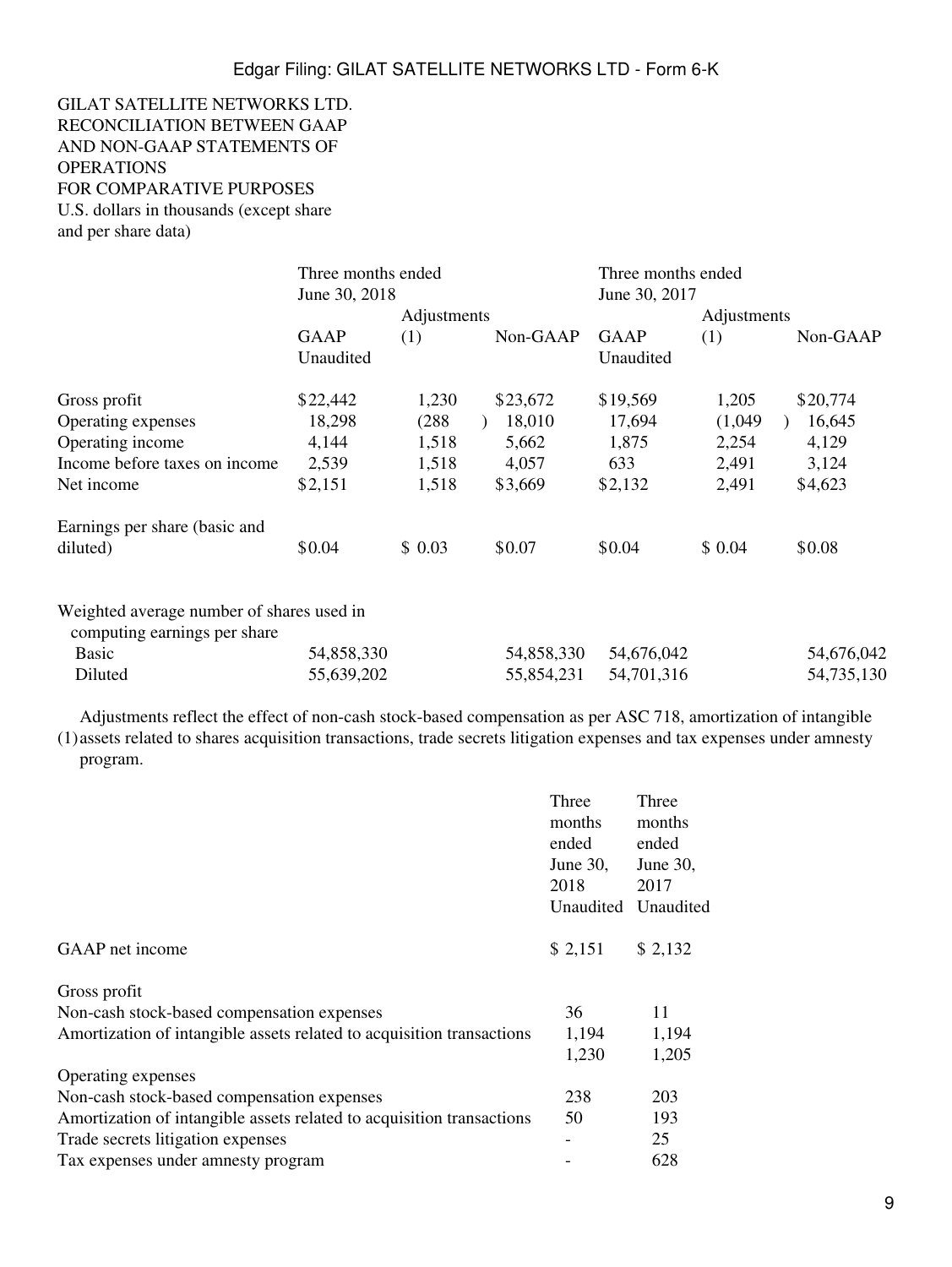GILAT SATELLITE NETWORKS LTD.
RECONCILIATION BETWEEN GAAP AND NON-GAAP STATEMENTS OF OPERATIONS
FOR COMPARATIVE PURPOSES
U.S. dollars in thousands (except share and per share data)

| | Three months ended June 30, 2018 | | | Three months ended June 30, 2017 | | |
|---|---|---|---|---|---|---|
| | GAAP Unaudited | Adjustments (1) | Non-GAAP | GAAP Unaudited | Adjustments (1) | Non-GAAP |
| Gross profit | $22,442 | 1,230 | $23,672 | $19,569 | 1,205 | $20,774 |
| Operating expenses | 18,298 | (288) | 18,010 | 17,694 | (1,049) | 16,645 |
| Operating income | 4,144 | 1,518 | 5,662 | 1,875 | 2,254 | 4,129 |
| Income before taxes on income | 2,539 | 1,518 | 4,057 | 633 | 2,491 | 3,124 |
| Net income | $2,151 | 1,518 | $3,669 | $2,132 | 2,491 | $4,623 |
| Earnings per share (basic and diluted) | $0.04 | $ 0.03 | $0.07 | $0.04 | $ 0.04 | $0.08 |
| Weighted average number of shares used in computing earnings per share | | | | | | |
| Basic | 54,858,330 | | 54,858,330 | 54,676,042 | | 54,676,042 |
| Diluted | 55,639,202 | | 55,854,231 | 54,701,316 | | 54,735,130 |

(1) Adjustments reflect the effect of non-cash stock-based compensation as per ASC 718, amortization of intangible assets related to shares acquisition transactions, trade secrets litigation expenses and tax expenses under amnesty program.

| | Three months ended June 30, 2018 Unaudited | Three months ended June 30, 2017 Unaudited |
|---|---|---|
| GAAP net income | $ 2,151 | $ 2,132 |
| Gross profit | | |
| Non-cash stock-based compensation expenses | 36 | 11 |
| Amortization of intangible assets related to acquisition transactions | 1,194 | 1,194 |
| | 1,230 | 1,205 |
| Operating expenses | | |
| Non-cash stock-based compensation expenses | 238 | 203 |
| Amortization of intangible assets related to acquisition transactions | 50 | 193 |
| Trade secrets litigation expenses | - | 25 |
| Tax expenses under amnesty program | - | 628 |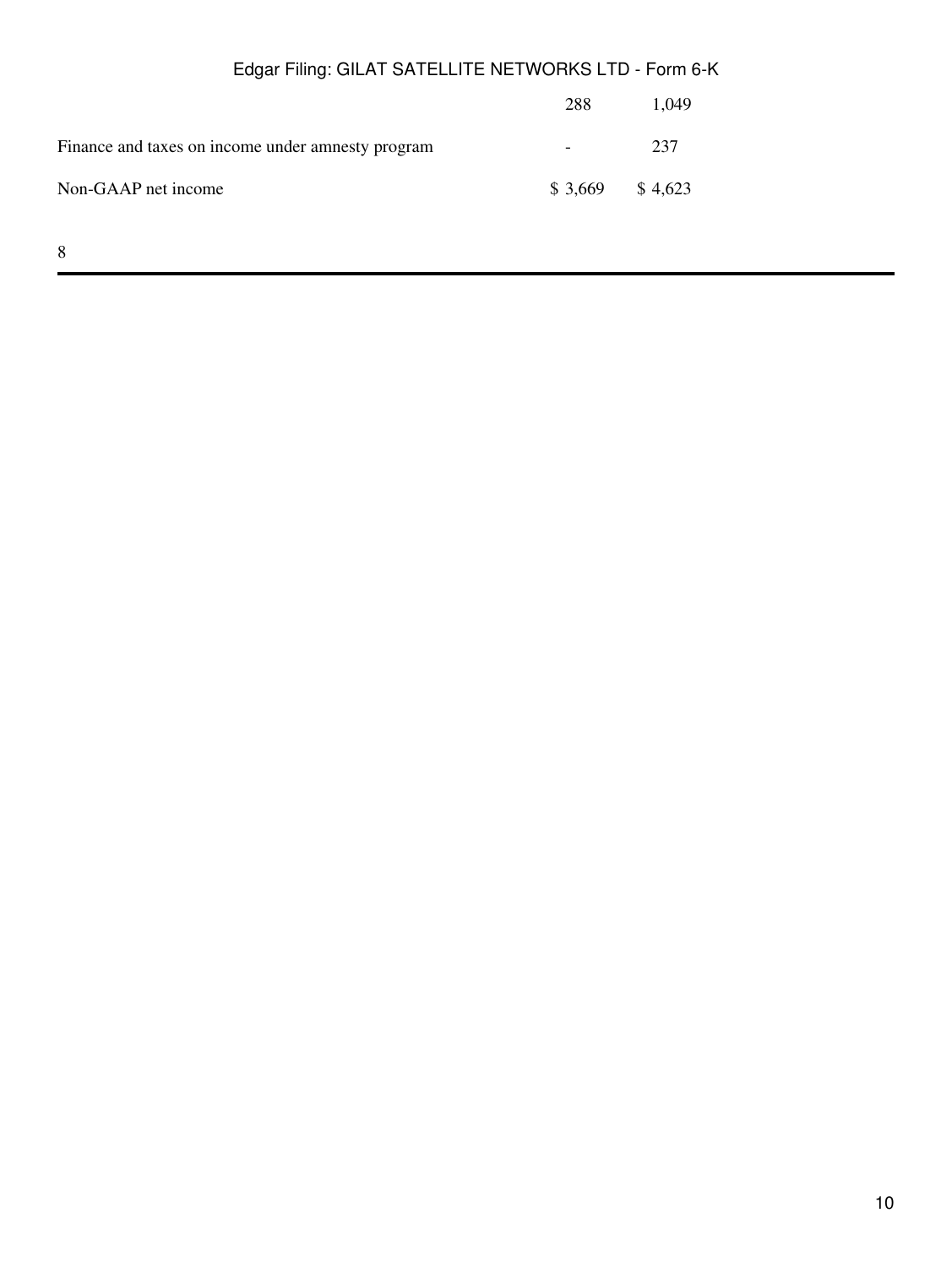| | | |
|---|---|---|
| | 288 | 1,049 |
| Finance and taxes on income under amnesty program | - | 237 |
| Non-GAAP net income | $ 3,669 | $ 4,623 |

8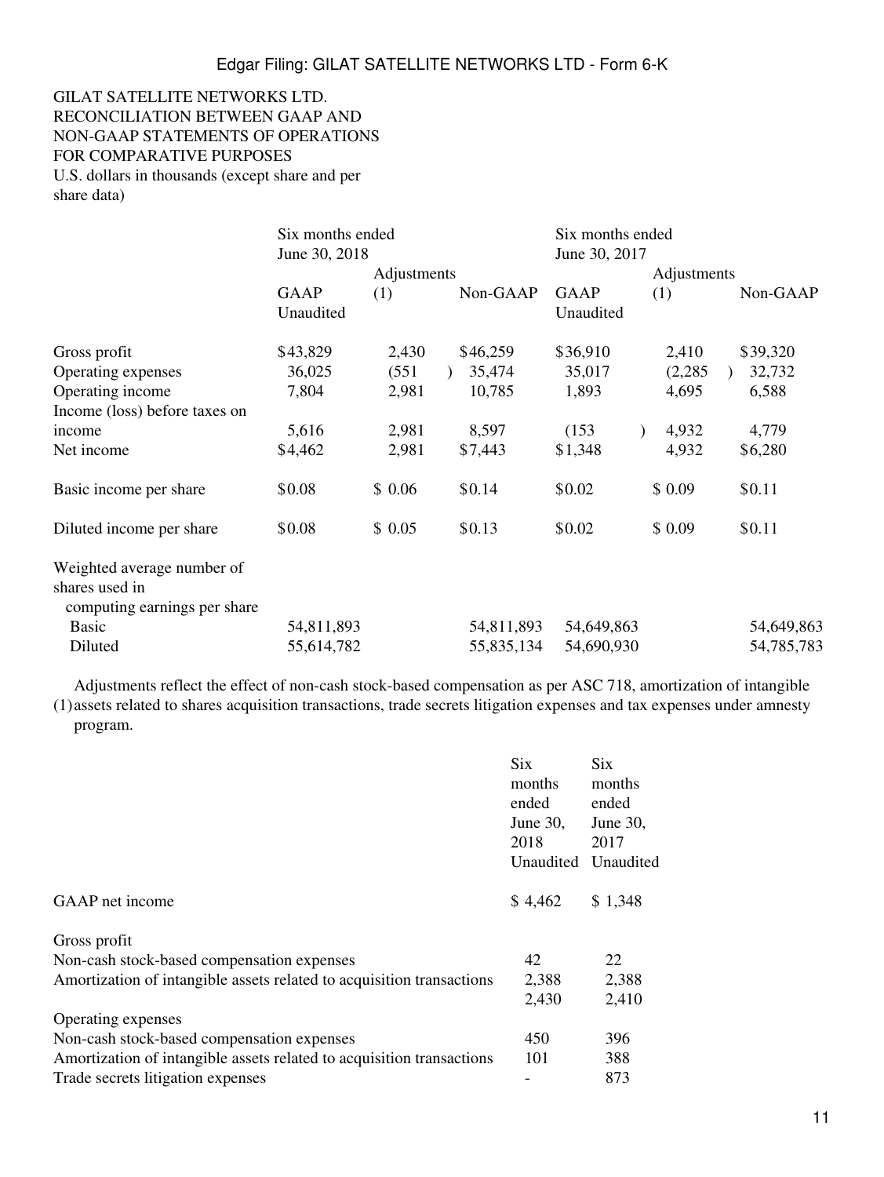GILAT SATELLITE NETWORKS LTD.
RECONCILIATION BETWEEN GAAP AND NON-GAAP STATEMENTS OF OPERATIONS FOR COMPARATIVE PURPOSES
U.S. dollars in thousands (except share and per share data)

| | Six months ended June 30, 2018 | | | Six months ended June 30, 2017 | | |
|---|---|---|---|---|---|---|
| | GAAP Unaudited | Adjustments (1) | Non-GAAP | GAAP Unaudited | Adjustments (1) | Non-GAAP |
| Gross profit | $43,829 | 2,430 | $46,259 | $36,910 | 2,410 | $39,320 |
| Operating expenses | 36,025 | (551) | 35,474 | 35,017 | (2,285) | 32,732 |
| Operating income | 7,804 | 2,981 | 10,785 | 1,893 | 4,695 | 6,588 |
| Income (loss) before taxes on income | 5,616 | 2,981 | 8,597 | (153) | 4,932 | 4,779 |
| Net income | $4,462 | 2,981 | $7,443 | $1,348 | 4,932 | $6,280 |
| Basic income per share | $0.08 | $ 0.06 | $0.14 | $0.02 | $ 0.09 | $0.11 |
| Diluted income per share | $0.08 | $ 0.05 | $0.13 | $0.02 | $ 0.09 | $0.11 |
| Weighted average number of shares used in computing earnings per share | | | | | | |
| Basic | 54,811,893 | | 54,811,893 | 54,649,863 | | 54,649,863 |
| Diluted | 55,614,782 | | 55,835,134 | 54,690,930 | | 54,785,783 |

(1) Adjustments reflect the effect of non-cash stock-based compensation as per ASC 718, amortization of intangible assets related to shares acquisition transactions, trade secrets litigation expenses and tax expenses under amnesty program.

| | Six months ended June 30, 2018 Unaudited | Six months ended June 30, 2017 Unaudited |
|---|---|---|
| GAAP net income | $ 4,462 | $ 1,348 |
| Gross profit | | |
| Non-cash stock-based compensation expenses | 42 | 22 |
| Amortization of intangible assets related to acquisition transactions | 2,388 | 2,388 |
| | 2,430 | 2,410 |
| Operating expenses | | |
| Non-cash stock-based compensation expenses | 450 | 396 |
| Amortization of intangible assets related to acquisition transactions | 101 | 388 |
| Trade secrets litigation expenses | - | 873 |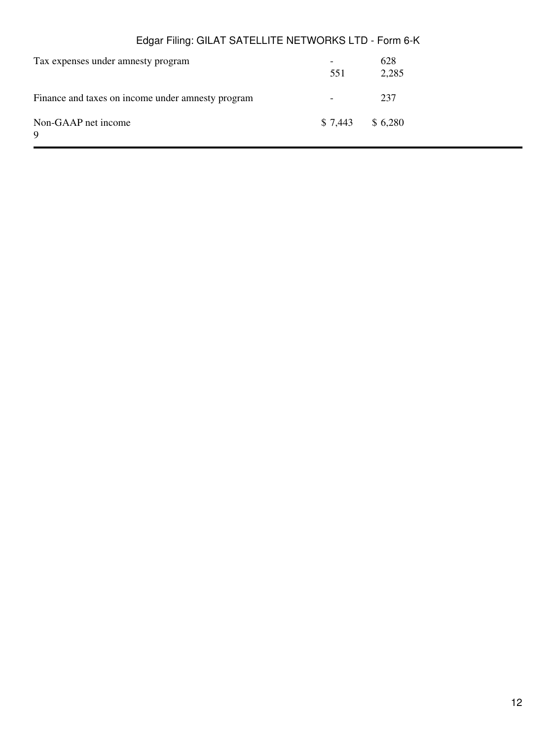| | | |
|---|---|---|
| Tax expenses under amnesty program | - | 628 |
| | 551 | 2,285 |
| Finance and taxes on income under amnesty program | - | 237 |
| Non-GAAP net income | $ 7,443 | $ 6,280 |

9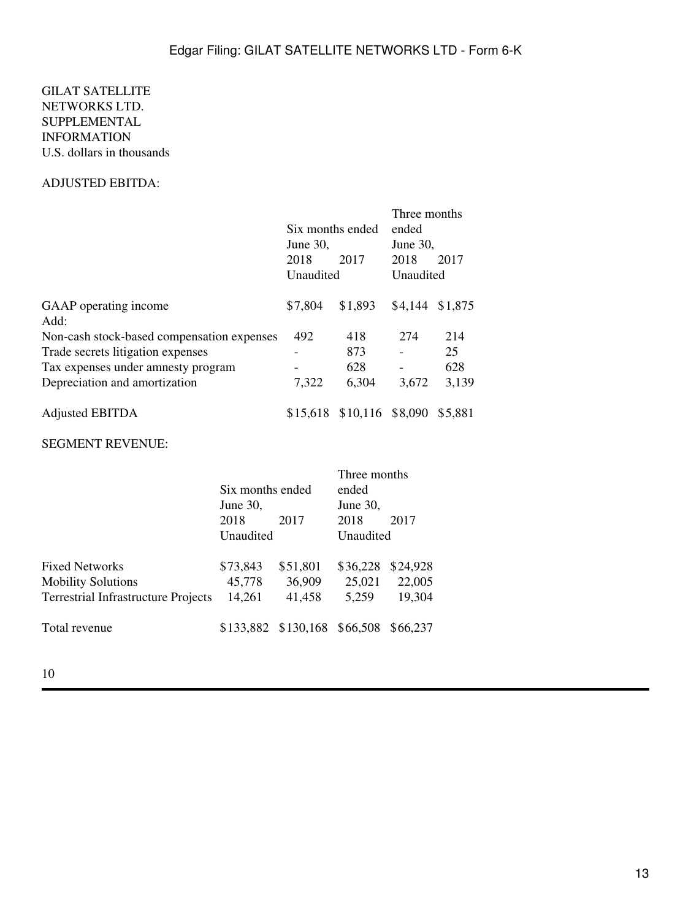GILAT SATELLITE NETWORKS LTD.
SUPPLEMENTAL INFORMATION
U.S. dollars in thousands

ADJUSTED EBITDA:

| | Six months ended June 30, | | Three months ended June 30, | |
|---|---|---|---|---|
| | 2018 | 2017 | 2018 | 2017 |
| | Unaudited | | Unaudited | |
| GAAP operating income | $7,804 | $1,893 | $4,144 | $1,875 |
| Add: | | | | |
| Non-cash stock-based compensation expenses | 492 | 418 | 274 | 214 |
| Trade secrets litigation expenses | - | 873 | - | 25 |
| Tax expenses under amnesty program | - | 628 | - | 628 |
| Depreciation and amortization | 7,322 | 6,304 | 3,672 | 3,139 |
| Adjusted EBITDA | $15,618 | $10,116 | $8,090 | $5,881 |

SEGMENT REVENUE:

| | Six months ended June 30, | | Three months ended June 30, | |
|---|---|---|---|---|
| | 2018 | 2017 | 2018 | 2017 |
| | Unaudited | | Unaudited | |
| Fixed Networks | $73,843 | $51,801 | $36,228 | $24,928 |
| Mobility Solutions | 45,778 | 36,909 | 25,021 | 22,005 |
| Terrestrial Infrastructure Projects | 14,261 | 41,458 | 5,259 | 19,304 |
| Total revenue | $133,882 | $130,168 | $66,508 | $66,237 |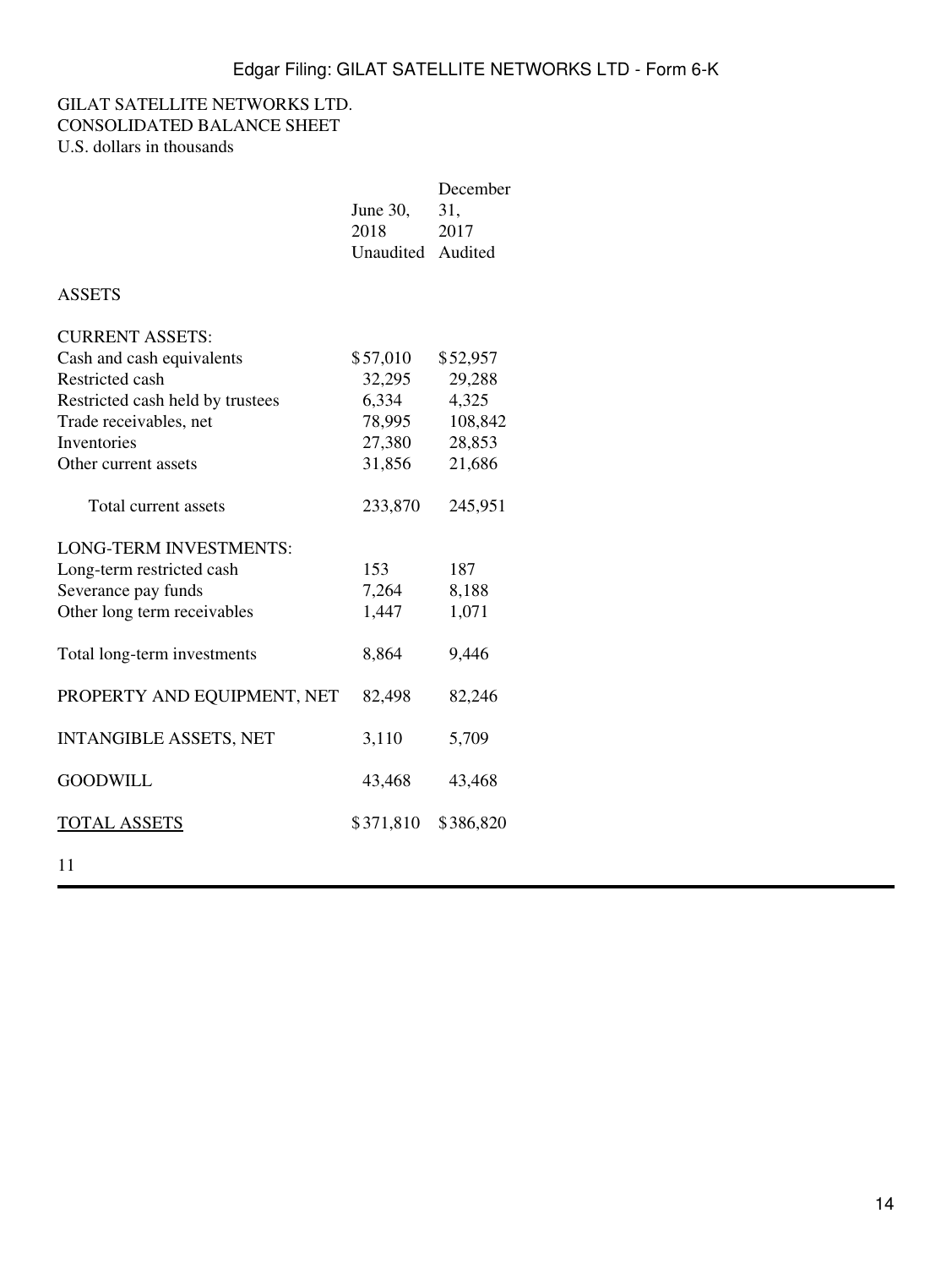GILAT SATELLITE NETWORKS LTD.
CONSOLIDATED BALANCE SHEET
U.S. dollars in thousands

| | June 30, 2018 | December 31, 2017 |
|---|---|---|
| | Unaudited | Audited |
| ASSETS | | |
| CURRENT ASSETS: | | |
| Cash and cash equivalents | $57,010 | $52,957 |
| Restricted cash | 32,295 | 29,288 |
| Restricted cash held by trustees | 6,334 | 4,325 |
| Trade receivables, net | 78,995 | 108,842 |
| Inventories | 27,380 | 28,853 |
| Other current assets | 31,856 | 21,686 |
| Total current assets | 233,870 | 245,951 |
| LONG-TERM INVESTMENTS: | | |
| Long-term restricted cash | 153 | 187 |
| Severance pay funds | 7,264 | 8,188 |
| Other long term receivables | 1,447 | 1,071 |
| Total long-term investments | 8,864 | 9,446 |
| PROPERTY AND EQUIPMENT, NET | 82,498 | 82,246 |
| INTANGIBLE ASSETS, NET | 3,110 | 5,709 |
| GOODWILL | 43,468 | 43,468 |
| TOTAL ASSETS | $371,810 | $386,820 |

11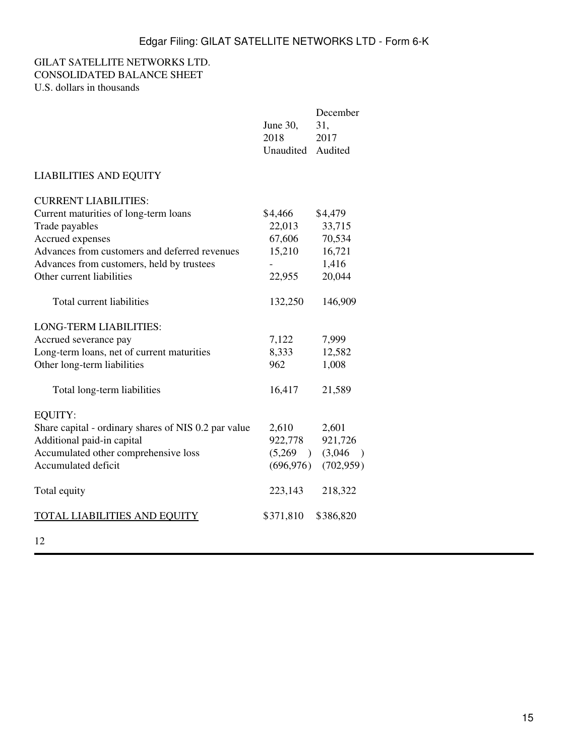GILAT SATELLITE NETWORKS LTD.
CONSOLIDATED BALANCE SHEET
U.S. dollars in thousands

| | June 30, 2018 | December 31, 2017 |
|---|---|---|
| | Unaudited | Audited |
| LIABILITIES AND EQUITY | | |
| CURRENT LIABILITIES: | | |
| Current maturities of long-term loans | $4,466 | $4,479 |
| Trade payables | 22,013 | 33,715 |
| Accrued expenses | 67,606 | 70,534 |
| Advances from customers and deferred revenues | 15,210 | 16,721 |
| Advances from customers, held by trustees | - | 1,416 |
| Other current liabilities | 22,955 | 20,044 |
| Total current liabilities | 132,250 | 146,909 |
| LONG-TERM LIABILITIES: | | |
| Accrued severance pay | 7,122 | 7,999 |
| Long-term loans, net of current maturities | 8,333 | 12,582 |
| Other long-term liabilities | 962 | 1,008 |
| Total long-term liabilities | 16,417 | 21,589 |
| EQUITY: | | |
| Share capital - ordinary shares of NIS 0.2 par value | 2,610 | 2,601 |
| Additional paid-in capital | 922,778 | 921,726 |
| Accumulated other comprehensive loss | (5,269) | (3,046) |
| Accumulated deficit | (696,976) | (702,959) |
| Total equity | 223,143 | 218,322 |
| TOTAL LIABILITIES AND EQUITY | $371,810 | $386,820 |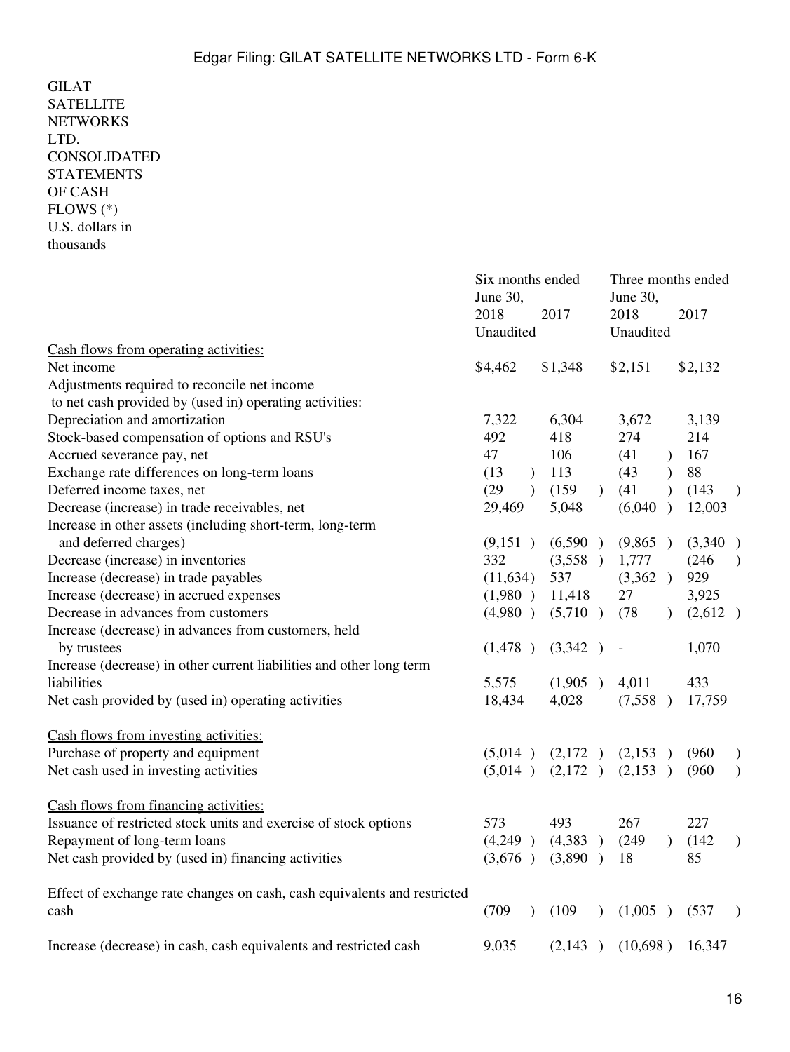GILAT SATELLITE NETWORKS LTD.
CONSOLIDATED STATEMENTS OF CASH FLOWS (*)
U.S. dollars in thousands

| | Six months ended June 30, | | Three months ended June 30, | |
|---|---|---|---|---|
| | 2018 | 2017 | 2018 | 2017 |
| | Unaudited | | Unaudited | |
| Cash flows from operating activities: | | | | |
| Net income | $4,462 | $1,348 | $2,151 | $2,132 |
| Adjustments required to reconcile net income to net cash provided by (used in) operating activities: | | | | |
| Depreciation and amortization | 7,322 | 6,304 | 3,672 | 3,139 |
| Stock-based compensation of options and RSU's | 492 | 418 | 274 | 214 |
| Accrued severance pay, net | 47 | 106 | (41) | 167 |
| Exchange rate differences on long-term loans | (13) | 113 | (43) | 88 |
| Deferred income taxes, net | (29) | (159) | (41) | (143) |
| Decrease (increase) in trade receivables, net | 29,469 | 5,048 | (6,040) | 12,003 |
| Increase in other assets (including short-term, long-term and deferred charges) | (9,151) | (6,590) | (9,865) | (3,340) |
| Decrease (increase) in inventories | 332 | (3,558) | 1,777 | (246) |
| Increase (decrease) in trade payables | (11,634) | 537 | (3,362) | 929 |
| Increase (decrease) in accrued expenses | (1,980) | 11,418 | 27 | 3,925 |
| Decrease in advances from customers | (4,980) | (5,710) | (78) | (2,612) |
| Increase (decrease) in advances from customers, held by trustees | (1,478) | (3,342) | - | 1,070 |
| Increase (decrease) in other current liabilities and other long term liabilities | 5,575 | (1,905) | 4,011 | 433 |
| Net cash provided by (used in) operating activities | 18,434 | 4,028 | (7,558) | 17,759 |
| | | | | |
| Cash flows from investing activities: | | | | |
| Purchase of property and equipment | (5,014) | (2,172) | (2,153) | (960) |
| Net cash used in investing activities | (5,014) | (2,172) | (2,153) | (960) |
| | | | | |
| Cash flows from financing activities: | | | | |
| Issuance of restricted stock units and exercise of stock options | 573 | 493 | 267 | 227 |
| Repayment of long-term loans | (4,249) | (4,383) | (249) | (142) |
| Net cash provided by (used in) financing activities | (3,676) | (3,890) | 18 | 85 |
| | | | | |
| Effect of exchange rate changes on cash, cash equivalents and restricted cash | (709) | (109) | (1,005) | (537) |
| | | | | |
| Increase (decrease) in cash, cash equivalents and restricted cash | 9,035 | (2,143) | (10,698) | 16,347 |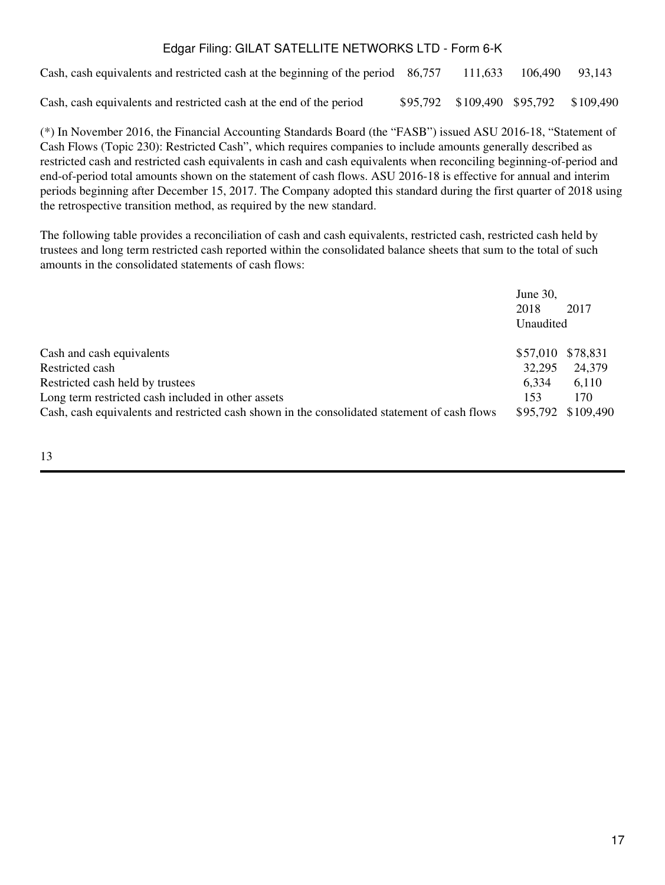| | | | | |
|---|---|---|---|---|
| Cash, cash equivalents and restricted cash at the beginning of the period | 86,757 | 111,633 | 106,490 | 93,143 |
| Cash, cash equivalents and restricted cash at the end of the period | $95,792 | $109,490 | $95,792 | $109,490 |

(*) In November 2016, the Financial Accounting Standards Board (the "FASB") issued ASU 2016-18, "Statement of Cash Flows (Topic 230): Restricted Cash", which requires companies to include amounts generally described as restricted cash and restricted cash equivalents in cash and cash equivalents when reconciling beginning-of-period and end-of-period total amounts shown on the statement of cash flows. ASU 2016-18 is effective for annual and interim periods beginning after December 15, 2017. The Company adopted this standard during the first quarter of 2018 using the retrospective transition method, as required by the new standard.

The following table provides a reconciliation of cash and cash equivalents, restricted cash, restricted cash held by trustees and long term restricted cash reported within the consolidated balance sheets that sum to the total of such amounts in the consolidated statements of cash flows:

| | June 30, | |
|---|---|---|
| | 2018 | 2017 |
| | Unaudited | |
| Cash and cash equivalents | $57,010 | $78,831 |
| Restricted cash | 32,295 | 24,379 |
| Restricted cash held by trustees | 6,334 | 6,110 |
| Long term restricted cash included in other assets | 153 | 170 |
| Cash, cash equivalents and restricted cash shown in the consolidated statement of cash flows | $95,792 | $109,490 |